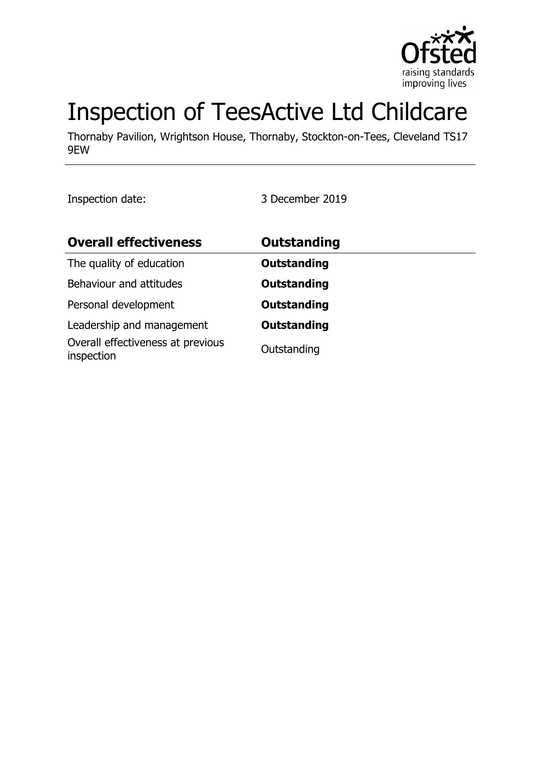# Inspection of TeesActive Ltd Childcare

Thornaby Pavilion, Wrightson House, Thornaby, Stockton-on-Tees, Cleveland TS17 9EW

Inspection date: 3 December 2019

| **Overall effectiveness** | **Outstanding** |
| --- | --- |
| The quality of education | **Outstanding** |
| Behaviour and attitudes | **Outstanding** |
| Personal development | **Outstanding** |
| Leadership and management | **Outstanding** |
| Overall effectiveness at previous inspection | Outstanding |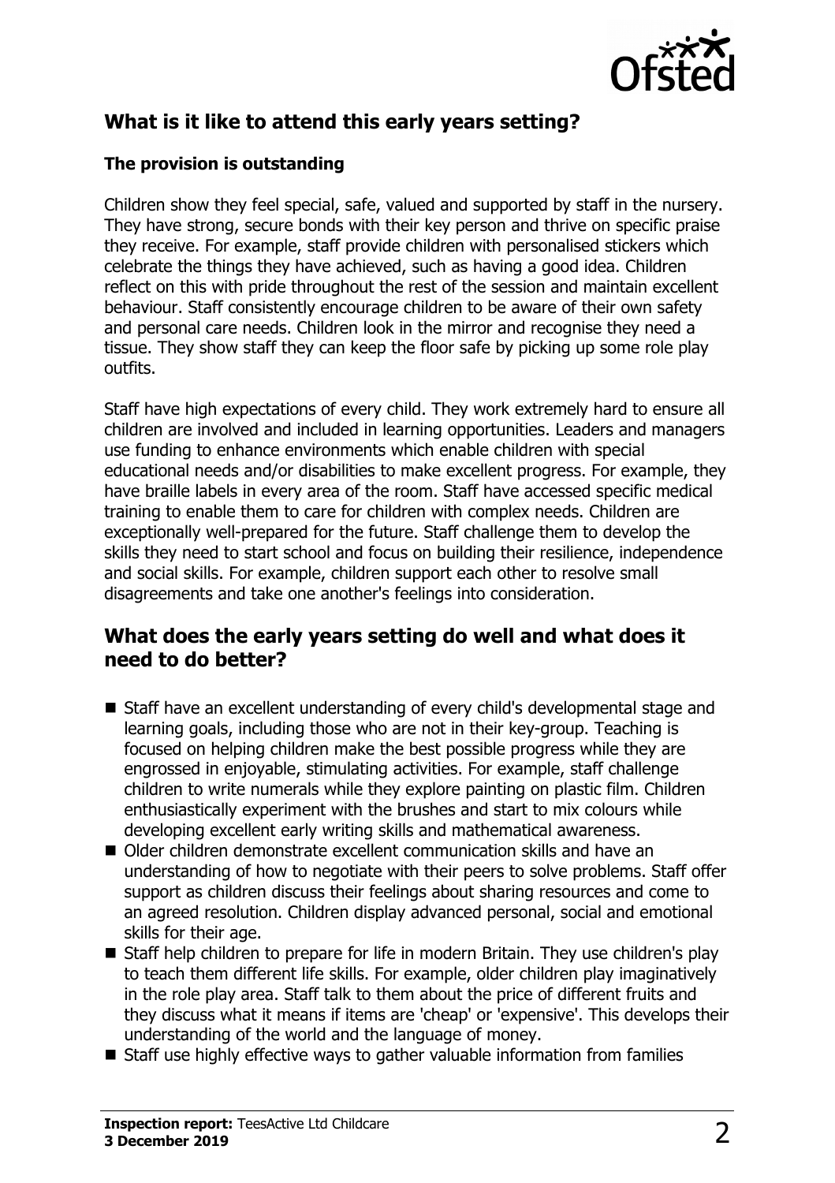## What is it like to attend this early years setting?

### The provision is outstanding

Children show they feel special, safe, valued and supported by staff in the nursery. They have strong, secure bonds with their key person and thrive on specific praise they receive. For example, staff provide children with personalised stickers which celebrate the things they have achieved, such as having a good idea. Children reflect on this with pride throughout the rest of the session and maintain excellent behaviour. Staff consistently encourage children to be aware of their own safety and personal care needs. Children look in the mirror and recognise they need a tissue. They show staff they can keep the floor safe by picking up some role play outfits.

Staff have high expectations of every child. They work extremely hard to ensure all children are involved and included in learning opportunities. Leaders and managers use funding to enhance environments which enable children with special educational needs and/or disabilities to make excellent progress. For example, they have braille labels in every area of the room. Staff have accessed specific medical training to enable them to care for children with complex needs. Children are exceptionally well-prepared for the future. Staff challenge them to develop the skills they need to start school and focus on building their resilience, independence and social skills. For example, children support each other to resolve small disagreements and take one another's feelings into consideration.

## What does the early years setting do well and what does it need to do better?

- Staff have an excellent understanding of every child's developmental stage and learning goals, including those who are not in their key-group. Teaching is focused on helping children make the best possible progress while they are engrossed in enjoyable, stimulating activities. For example, staff challenge children to write numerals while they explore painting on plastic film. Children enthusiastically experiment with the brushes and start to mix colours while developing excellent early writing skills and mathematical awareness.
- Older children demonstrate excellent communication skills and have an understanding of how to negotiate with their peers to solve problems. Staff offer support as children discuss their feelings about sharing resources and come to an agreed resolution. Children display advanced personal, social and emotional skills for their age.
- Staff help children to prepare for life in modern Britain. They use children's play to teach them different life skills. For example, older children play imaginatively in the role play area. Staff talk to them about the price of different fruits and they discuss what it means if items are 'cheap' or 'expensive'. This develops their understanding of the world and the language of money.
- Staff use highly effective ways to gather valuable information from families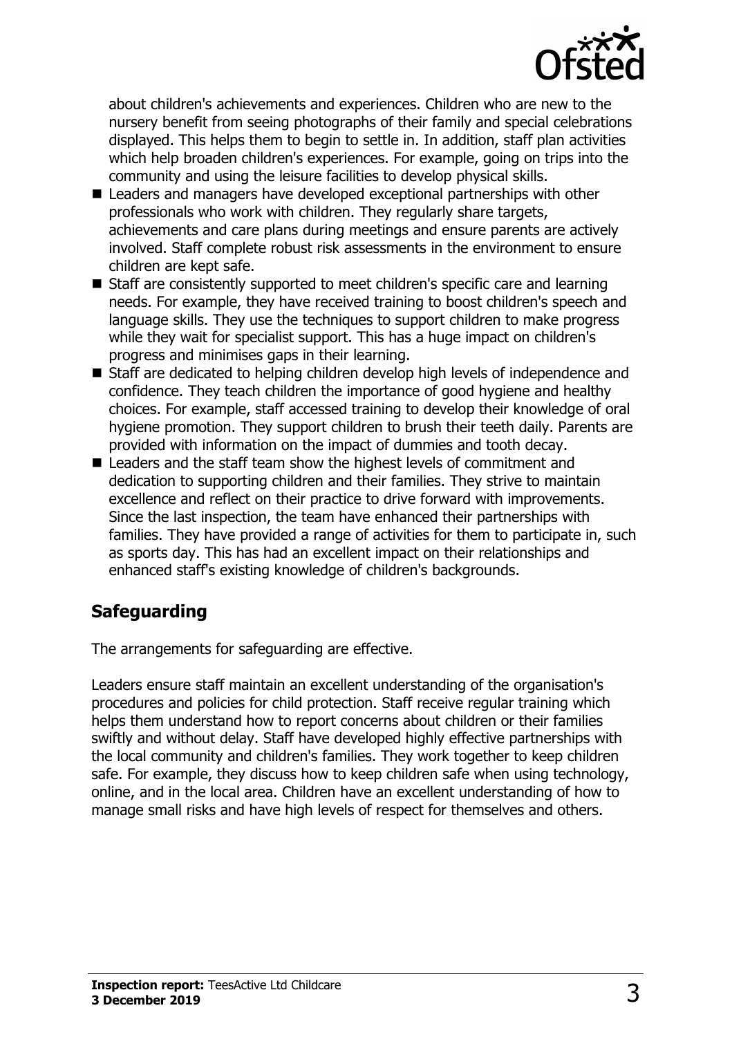about children's achievements and experiences. Children who are new to the nursery benefit from seeing photographs of their family and special celebrations displayed. This helps them to begin to settle in. In addition, staff plan activities which help broaden children's experiences. For example, going on trips into the community and using the leisure facilities to develop physical skills.

- Leaders and managers have developed exceptional partnerships with other professionals who work with children. They regularly share targets, achievements and care plans during meetings and ensure parents are actively involved. Staff complete robust risk assessments in the environment to ensure children are kept safe.
- Staff are consistently supported to meet children's specific care and learning needs. For example, they have received training to boost children's speech and language skills. They use the techniques to support children to make progress while they wait for specialist support. This has a huge impact on children's progress and minimises gaps in their learning.
- Staff are dedicated to helping children develop high levels of independence and confidence. They teach children the importance of good hygiene and healthy choices. For example, staff accessed training to develop their knowledge of oral hygiene promotion. They support children to brush their teeth daily. Parents are provided with information on the impact of dummies and tooth decay.
- Leaders and the staff team show the highest levels of commitment and dedication to supporting children and their families. They strive to maintain excellence and reflect on their practice to drive forward with improvements. Since the last inspection, the team have enhanced their partnerships with families. They have provided a range of activities for them to participate in, such as sports day. This has had an excellent impact on their relationships and enhanced staff's existing knowledge of children's backgrounds.

## Safeguarding

The arrangements for safeguarding are effective.

Leaders ensure staff maintain an excellent understanding of the organisation's procedures and policies for child protection. Staff receive regular training which helps them understand how to report concerns about children or their families swiftly and without delay. Staff have developed highly effective partnerships with the local community and children's families. They work together to keep children safe. For example, they discuss how to keep children safe when using technology, online, and in the local area. Children have an excellent understanding of how to manage small risks and have high levels of respect for themselves and others.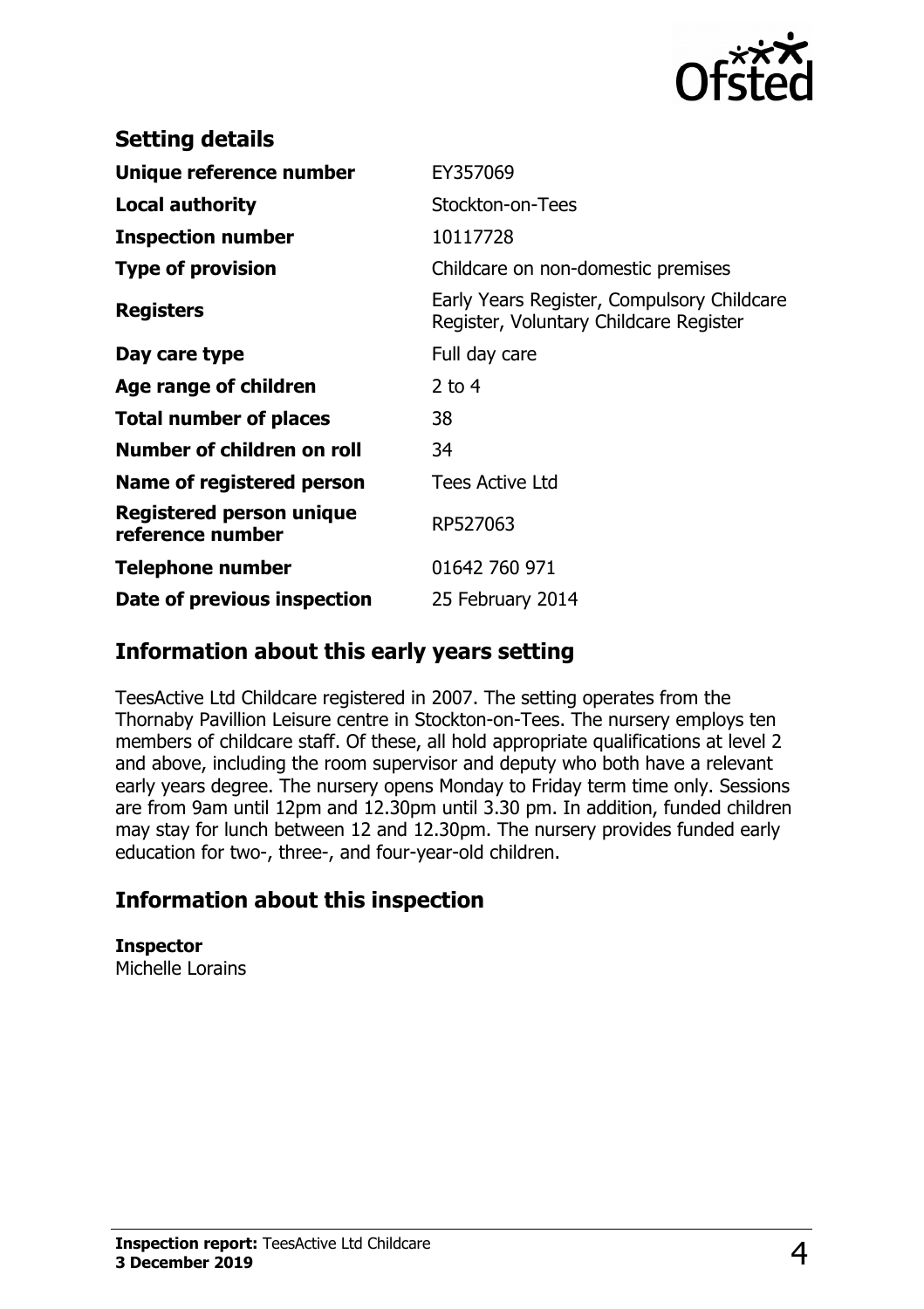## Setting details

| | |
|---|---|
| **Unique reference number** | EY357069 |
| **Local authority** | Stockton-on-Tees |
| **Inspection number** | 10117728 |
| **Type of provision** | Childcare on non-domestic premises |
| **Registers** | Early Years Register, Compulsory Childcare Register, Voluntary Childcare Register |
| **Day care type** | Full day care |
| **Age range of children** | 2 to 4 |
| **Total number of places** | 38 |
| **Number of children on roll** | 34 |
| **Name of registered person** | Tees Active Ltd |
| **Registered person unique reference number** | RP527063 |
| **Telephone number** | 01642 760 971 |
| **Date of previous inspection** | 25 February 2014 |

## Information about this early years setting

TeesActive Ltd Childcare registered in 2007. The setting operates from the Thornaby Pavillion Leisure centre in Stockton-on-Tees. The nursery employs ten members of childcare staff. Of these, all hold appropriate qualifications at level 2 and above, including the room supervisor and deputy who both have a relevant early years degree. The nursery opens Monday to Friday term time only. Sessions are from 9am until 12pm and 12.30pm until 3.30 pm. In addition, funded children may stay for lunch between 12 and 12.30pm. The nursery provides funded early education for two-, three-, and four-year-old children.

## Information about this inspection

**Inspector**
Michelle Lorains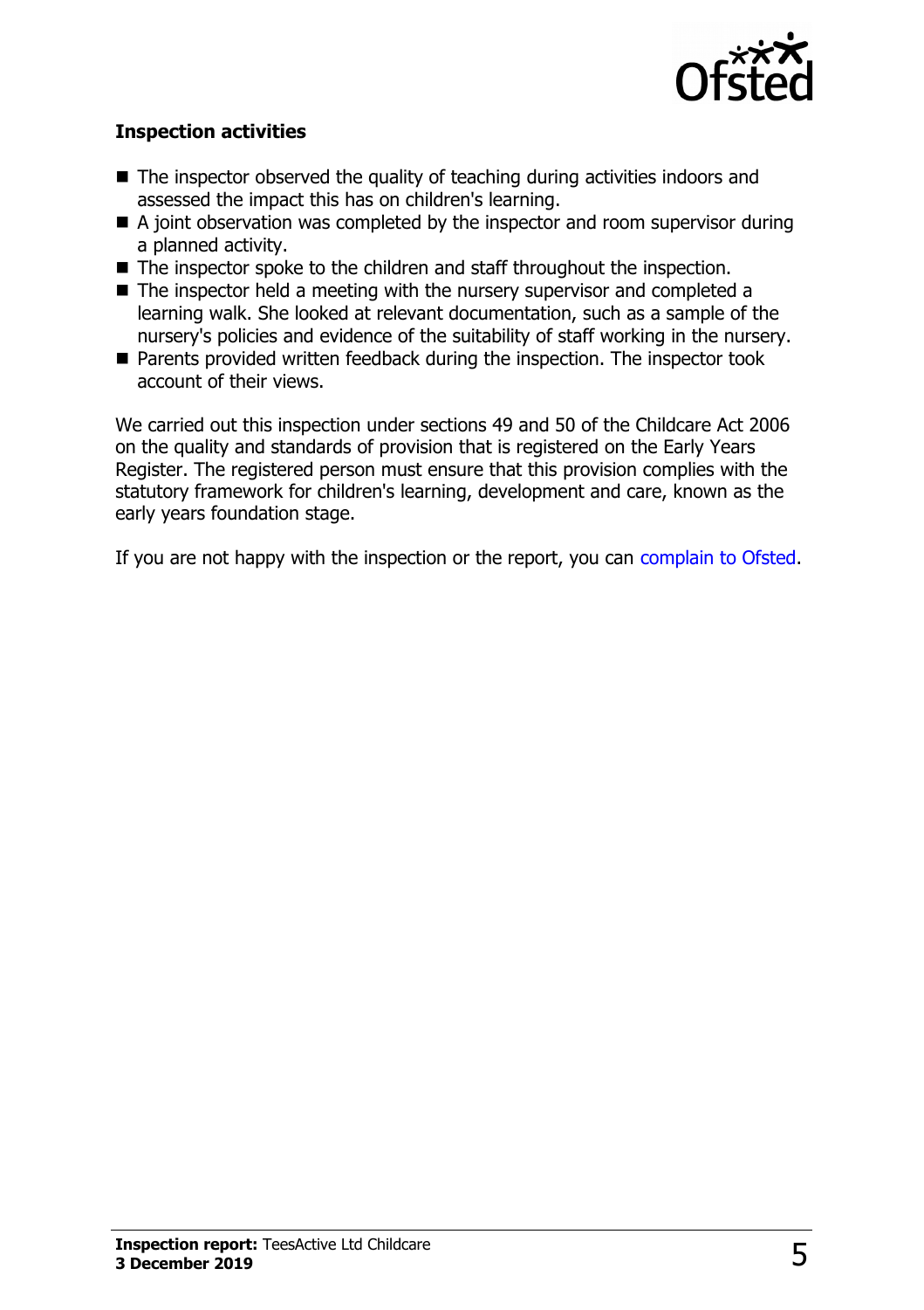**Inspection activities**

- The inspector observed the quality of teaching during activities indoors and assessed the impact this has on children's learning.
- A joint observation was completed by the inspector and room supervisor during a planned activity.
- The inspector spoke to the children and staff throughout the inspection.
- The inspector held a meeting with the nursery supervisor and completed a learning walk. She looked at relevant documentation, such as a sample of the nursery's policies and evidence of the suitability of staff working in the nursery.
- Parents provided written feedback during the inspection. The inspector took account of their views.

We carried out this inspection under sections 49 and 50 of the Childcare Act 2006 on the quality and standards of provision that is registered on the Early Years Register. The registered person must ensure that this provision complies with the statutory framework for children's learning, development and care, known as the early years foundation stage.

If you are not happy with the inspection or the report, you can complain to Ofsted.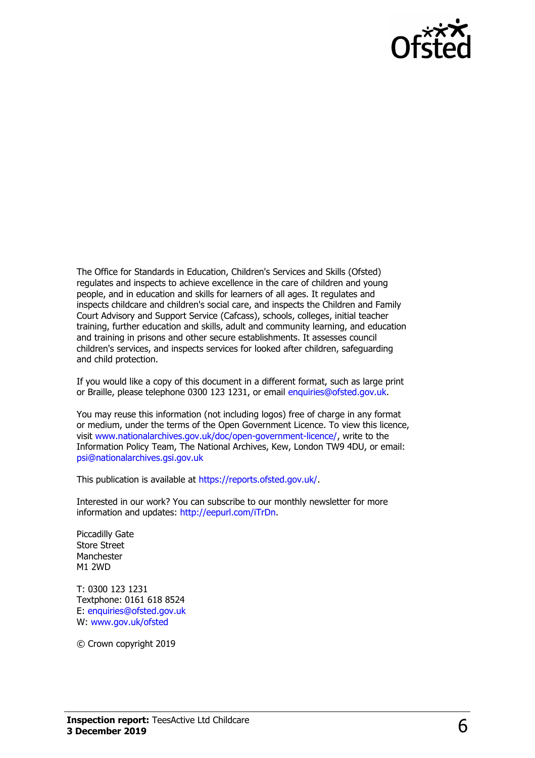The Office for Standards in Education, Children's Services and Skills (Ofsted) regulates and inspects to achieve excellence in the care of children and young people, and in education and skills for learners of all ages. It regulates and inspects childcare and children's social care, and inspects the Children and Family Court Advisory and Support Service (Cafcass), schools, colleges, initial teacher training, further education and skills, adult and community learning, and education and training in prisons and other secure establishments. It assesses council children's services, and inspects services for looked after children, safeguarding and child protection.

If you would like a copy of this document in a different format, such as large print or Braille, please telephone 0300 123 1231, or email enquiries@ofsted.gov.uk.

You may reuse this information (not including logos) free of charge in any format or medium, under the terms of the Open Government Licence. To view this licence, visit www.nationalarchives.gov.uk/doc/open-government-licence/, write to the Information Policy Team, The National Archives, Kew, London TW9 4DU, or email: psi@nationalarchives.gsi.gov.uk

This publication is available at https://reports.ofsted.gov.uk/.

Interested in our work? You can subscribe to our monthly newsletter for more information and updates: http://eepurl.com/iTrDn.

Piccadilly Gate
Store Street
Manchester
M1 2WD

T: 0300 123 1231
Textphone: 0161 618 8524
E: enquiries@ofsted.gov.uk
W: www.gov.uk/ofsted

© Crown copyright 2019